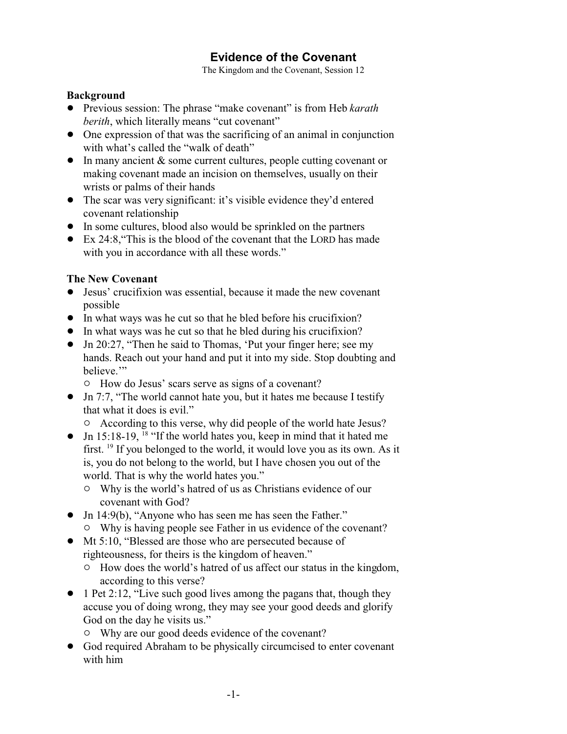# Evidence of the Covenant

The Kingdom and the Covenant, Session 12

**Background**

- Previous session: The phrase "make covenant" is from Heb *karath berith*, which literally means "cut covenant"
- One expression of that was the sacrificing of an animal in conjunction with what's called the "walk of death"
- In many ancient & some current cultures, people cutting covenant or making covenant made an incision on themselves, usually on their wrists or palms of their hands
- The scar was very significant: it's visible evidence they'd entered covenant relationship
- In some cultures, blood also would be sprinkled on the partners
- Ex 24:8,"This is the blood of the covenant that the LORD has made with you in accordance with all these words."

**The New Covenant**

- Jesus' crucifixion was essential, because it made the new covenant possible
- In what ways was he cut so that he bled before his crucifixion?
- In what ways was he cut so that he bled during his crucifixion?
- Jn 20:27, "Then he said to Thomas, 'Put your finger here; see my hands. Reach out your hand and put it into my side. Stop doubting and believe.'"
  - How do Jesus' scars serve as signs of a covenant?
- Jn 7:7, "The world cannot hate you, but it hates me because I testify that what it does is evil."
  - According to this verse, why did people of the world hate Jesus?
- Jn 15:18-19, [18] "If the world hates you, keep in mind that it hated me first. [19] If you belonged to the world, it would love you as its own. As it is, you do not belong to the world, but I have chosen you out of the world. That is why the world hates you."
  - Why is the world's hatred of us as Christians evidence of our covenant with God?
- Jn 14:9(b), "Anyone who has seen me has seen the Father."
  - Why is having people see Father in us evidence of the covenant?
- Mt 5:10, "Blessed are those who are persecuted because of righteousness, for theirs is the kingdom of heaven."
  - How does the world's hatred of us affect our status in the kingdom, according to this verse?
- 1 Pet 2:12, "Live such good lives among the pagans that, though they accuse you of doing wrong, they may see your good deeds and glorify God on the day he visits us."
  - Why are our good deeds evidence of the covenant?
- God required Abraham to be physically circumcised to enter covenant with him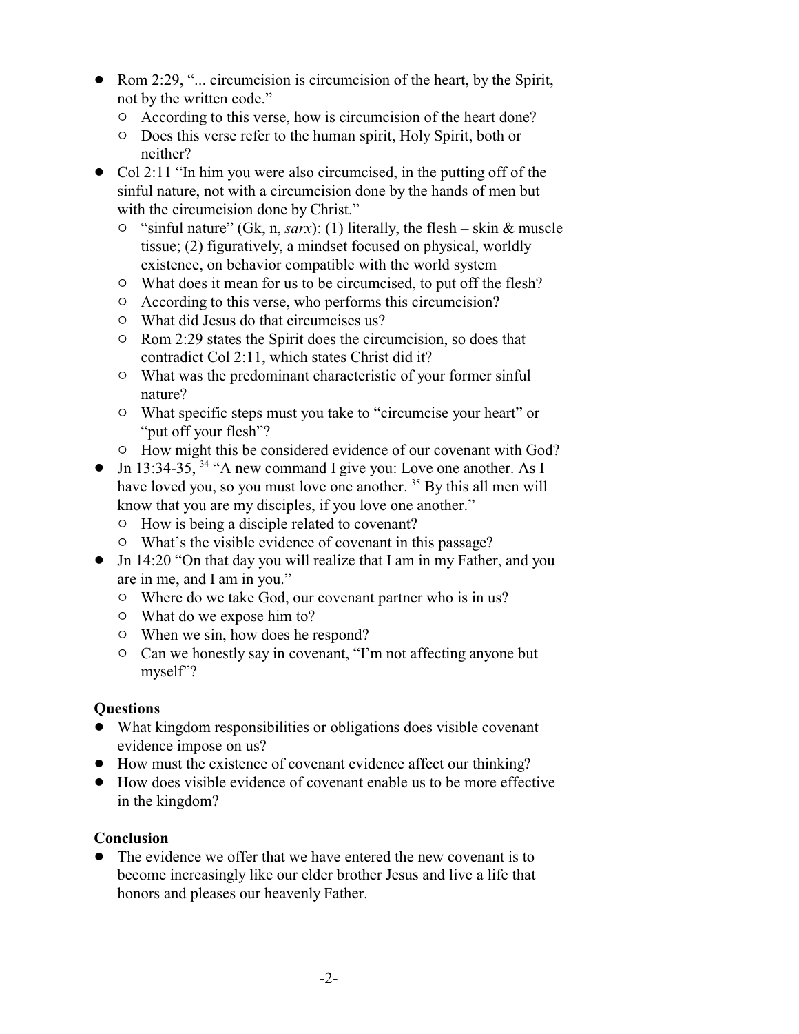- Rom 2:29, "... circumcision is circumcision of the heart, by the Spirit, not by the written code."
  - According to this verse, how is circumcision of the heart done?
  - Does this verse refer to the human spirit, Holy Spirit, both or neither?
- Col 2:11 "In him you were also circumcised, in the putting off of the sinful nature, not with a circumcision done by the hands of men but with the circumcision done by Christ."
  - "sinful nature" (Gk, n, *sarx*): (1) literally, the flesh – skin & muscle tissue; (2) figuratively, a mindset focused on physical, worldly existence, on behavior compatible with the world system
  - What does it mean for us to be circumcised, to put off the flesh?
  - According to this verse, who performs this circumcision?
  - What did Jesus do that circumcises us?
  - Rom 2:29 states the Spirit does the circumcision, so does that contradict Col 2:11, which states Christ did it?
  - What was the predominant characteristic of your former sinful nature?
  - What specific steps must you take to "circumcise your heart" or "put off your flesh"?
  - How might this be considered evidence of our covenant with God?
- Jn 13:34-35, [34] "A new command I give you: Love one another. As I have loved you, so you must love one another. [35] By this all men will know that you are my disciples, if you love one another."
  - How is being a disciple related to covenant?
  - What's the visible evidence of covenant in this passage?
- Jn 14:20 "On that day you will realize that I am in my Father, and you are in me, and I am in you."
  - Where do we take God, our covenant partner who is in us?
  - What do we expose him to?
  - When we sin, how does he respond?
  - Can we honestly say in covenant, "I'm not affecting anyone but myself"?

**Questions**

- What kingdom responsibilities or obligations does visible covenant evidence impose on us?
- How must the existence of covenant evidence affect our thinking?
- How does visible evidence of covenant enable us to be more effective in the kingdom?

**Conclusion**

- The evidence we offer that we have entered the new covenant is to become increasingly like our elder brother Jesus and live a life that honors and pleases our heavenly Father.